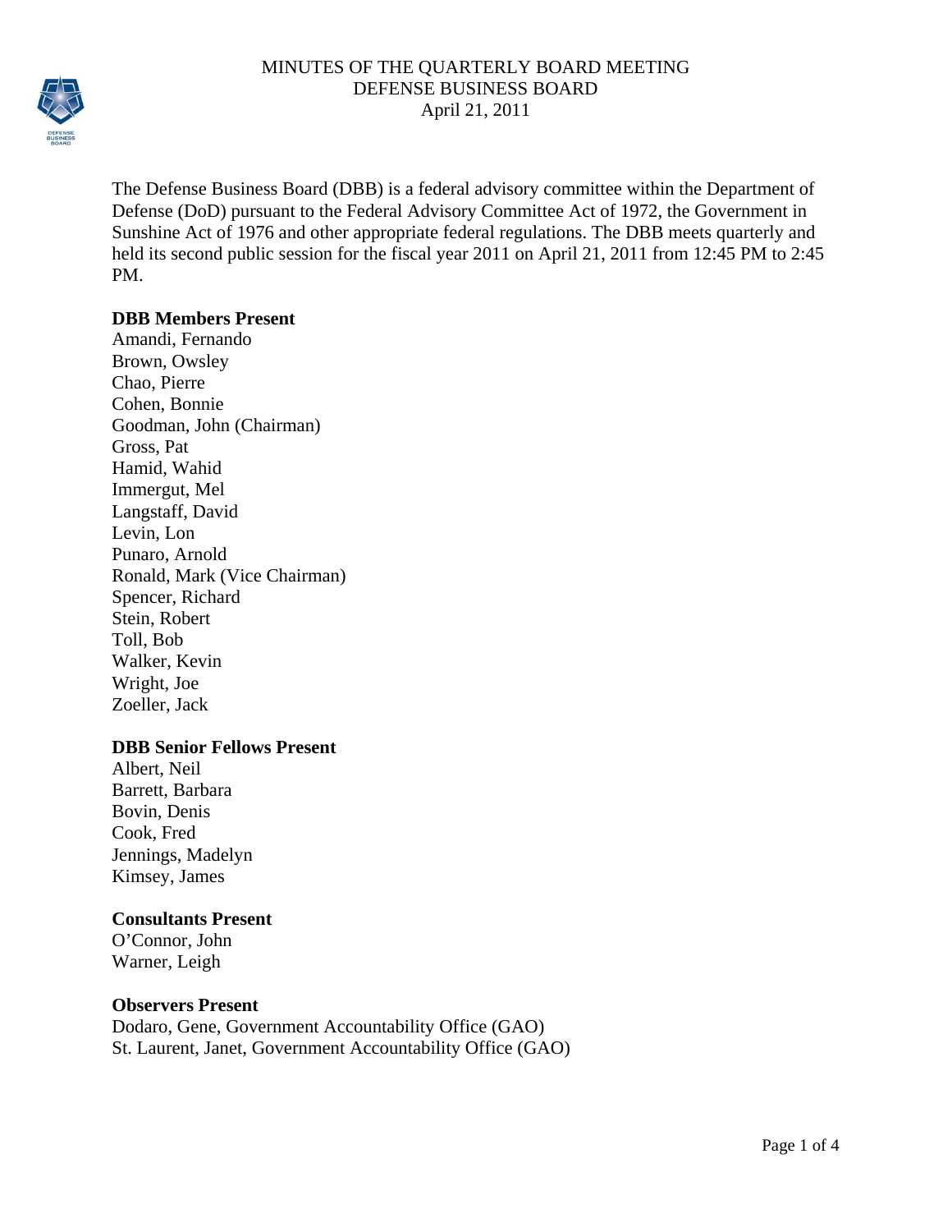# MINUTES OF THE QUARTERLY BOARD MEETING
## DEFENSE BUSINESS BOARD
### April 21, 2011

The Defense Business Board (DBB) is a federal advisory committee within the Department of Defense (DoD) pursuant to the Federal Advisory Committee Act of 1972, the Government in Sunshine Act of 1976 and other appropriate federal regulations. The DBB meets quarterly and held its second public session for the fiscal year 2011 on April 21, 2011 from 12:45 PM to 2:45 PM.

**DBB Members Present**

Amandi, Fernando
Brown, Owsley
Chao, Pierre
Cohen, Bonnie
Goodman, John (Chairman)
Gross, Pat
Hamid, Wahid
Immergut, Mel
Langstaff, David
Levin, Lon
Punaro, Arnold
Ronald, Mark (Vice Chairman)
Spencer, Richard
Stein, Robert
Toll, Bob
Walker, Kevin
Wright, Joe
Zoeller, Jack

**DBB Senior Fellows Present**

Albert, Neil
Barrett, Barbara
Bovin, Denis
Cook, Fred
Jennings, Madelyn
Kimsey, James

**Consultants Present**

O'Connor, John
Warner, Leigh

**Observers Present**

Dodaro, Gene, Government Accountability Office (GAO)
St. Laurent, Janet, Government Accountability Office (GAO)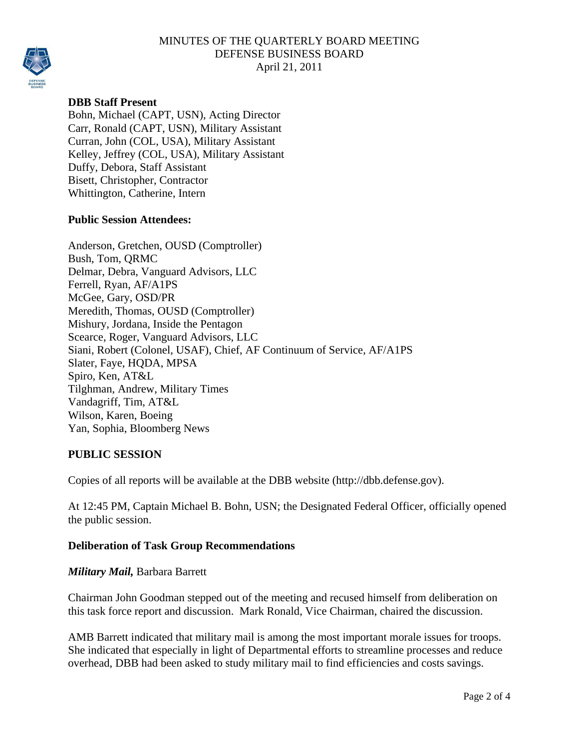MINUTES OF THE QUARTERLY BOARD MEETING
DEFENSE BUSINESS BOARD
April 21, 2011

**DBB Staff Present**

Bohn, Michael (CAPT, USN), Acting Director
Carr, Ronald (CAPT, USN), Military Assistant
Curran, John (COL, USA), Military Assistant
Kelley, Jeffrey (COL, USA), Military Assistant
Duffy, Debora, Staff Assistant
Bisett, Christopher, Contractor
Whittington, Catherine, Intern

**Public Session Attendees:**

Anderson, Gretchen, OUSD (Comptroller)
Bush, Tom, QRMC
Delmar, Debra, Vanguard Advisors, LLC
Ferrell, Ryan, AF/A1PS
McGee, Gary, OSD/PR
Meredith, Thomas, OUSD (Comptroller)
Mishury, Jordana, Inside the Pentagon
Scearce, Roger, Vanguard Advisors, LLC
Siani, Robert (Colonel, USAF), Chief, AF Continuum of Service, AF/A1PS
Slater, Faye, HQDA, MPSA
Spiro, Ken, AT&L
Tilghman, Andrew, Military Times
Vandagriff, Tim, AT&L
Wilson, Karen, Boeing
Yan, Sophia, Bloomberg News

## PUBLIC SESSION

Copies of all reports will be available at the DBB website (http://dbb.defense.gov).

At 12:45 PM, Captain Michael B. Bohn, USN; the Designated Federal Officer, officially opened the public session.

### Deliberation of Task Group Recommendations

***Military Mail,*** Barbara Barrett

Chairman John Goodman stepped out of the meeting and recused himself from deliberation on this task force report and discussion. Mark Ronald, Vice Chairman, chaired the discussion.

AMB Barrett indicated that military mail is among the most important morale issues for troops. She indicated that especially in light of Departmental efforts to streamline processes and reduce overhead, DBB had been asked to study military mail to find efficiencies and costs savings.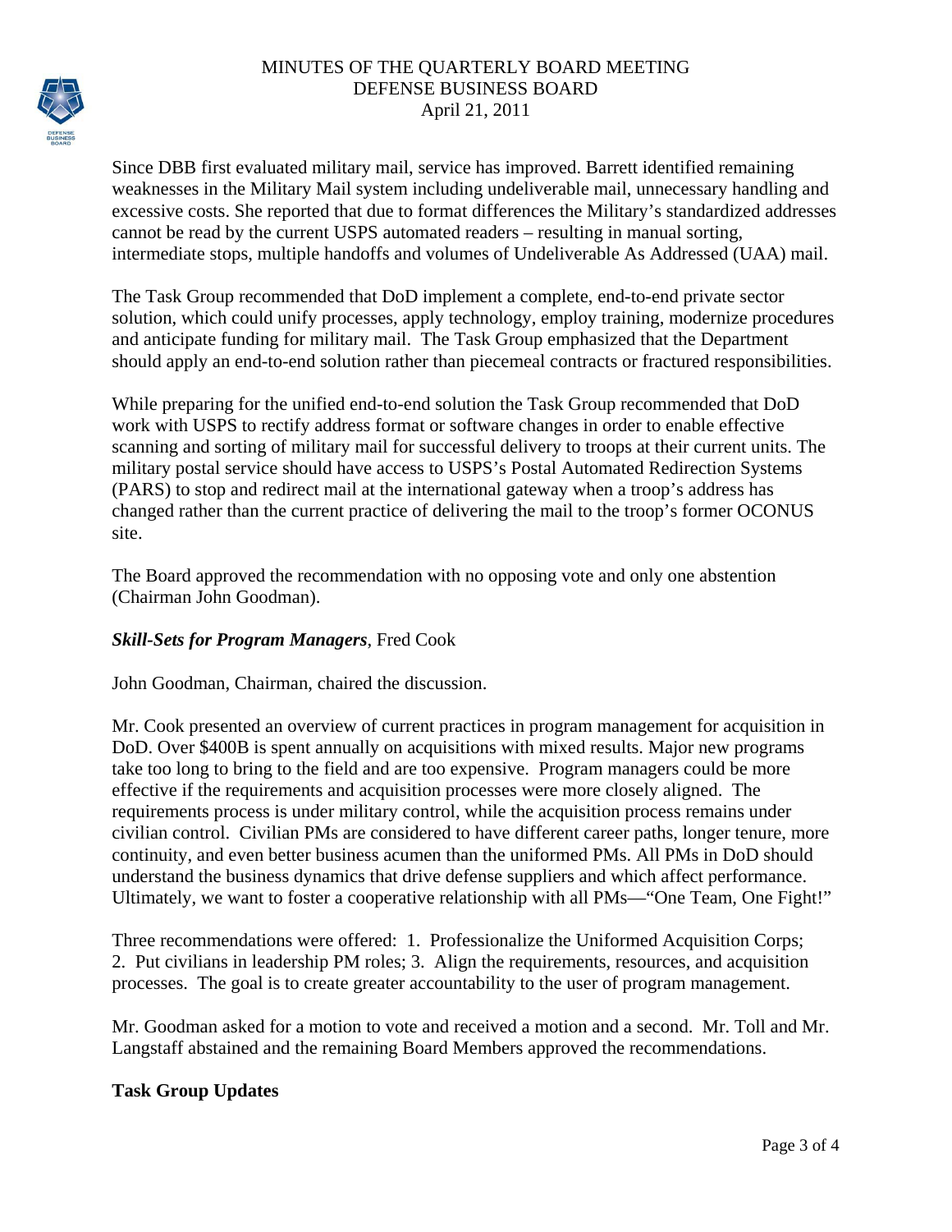Since DBB first evaluated military mail, service has improved. Barrett identified remaining weaknesses in the Military Mail system including undeliverable mail, unnecessary handling and excessive costs. She reported that due to format differences the Military's standardized addresses cannot be read by the current USPS automated readers – resulting in manual sorting, intermediate stops, multiple handoffs and volumes of Undeliverable As Addressed (UAA) mail.

The Task Group recommended that DoD implement a complete, end-to-end private sector solution, which could unify processes, apply technology, employ training, modernize procedures and anticipate funding for military mail. The Task Group emphasized that the Department should apply an end-to-end solution rather than piecemeal contracts or fractured responsibilities.

While preparing for the unified end-to-end solution the Task Group recommended that DoD work with USPS to rectify address format or software changes in order to enable effective scanning and sorting of military mail for successful delivery to troops at their current units. The military postal service should have access to USPS's Postal Automated Redirection Systems (PARS) to stop and redirect mail at the international gateway when a troop's address has changed rather than the current practice of delivering the mail to the troop's former OCONUS site.

The Board approved the recommendation with no opposing vote and only one abstention (Chairman John Goodman).

***Skill-Sets for Program Managers***, Fred Cook

John Goodman, Chairman, chaired the discussion.

Mr. Cook presented an overview of current practices in program management for acquisition in DoD. Over $400B is spent annually on acquisitions with mixed results. Major new programs take too long to bring to the field and are too expensive. Program managers could be more effective if the requirements and acquisition processes were more closely aligned. The requirements process is under military control, while the acquisition process remains under civilian control. Civilian PMs are considered to have different career paths, longer tenure, more continuity, and even better business acumen than the uniformed PMs. All PMs in DoD should understand the business dynamics that drive defense suppliers and which affect performance. Ultimately, we want to foster a cooperative relationship with all PMs—"One Team, One Fight!"

Three recommendations were offered: 1. Professionalize the Uniformed Acquisition Corps; 2. Put civilians in leadership PM roles; 3. Align the requirements, resources, and acquisition processes. The goal is to create greater accountability to the user of program management.

Mr. Goodman asked for a motion to vote and received a motion and a second. Mr. Toll and Mr. Langstaff abstained and the remaining Board Members approved the recommendations.

**Task Group Updates**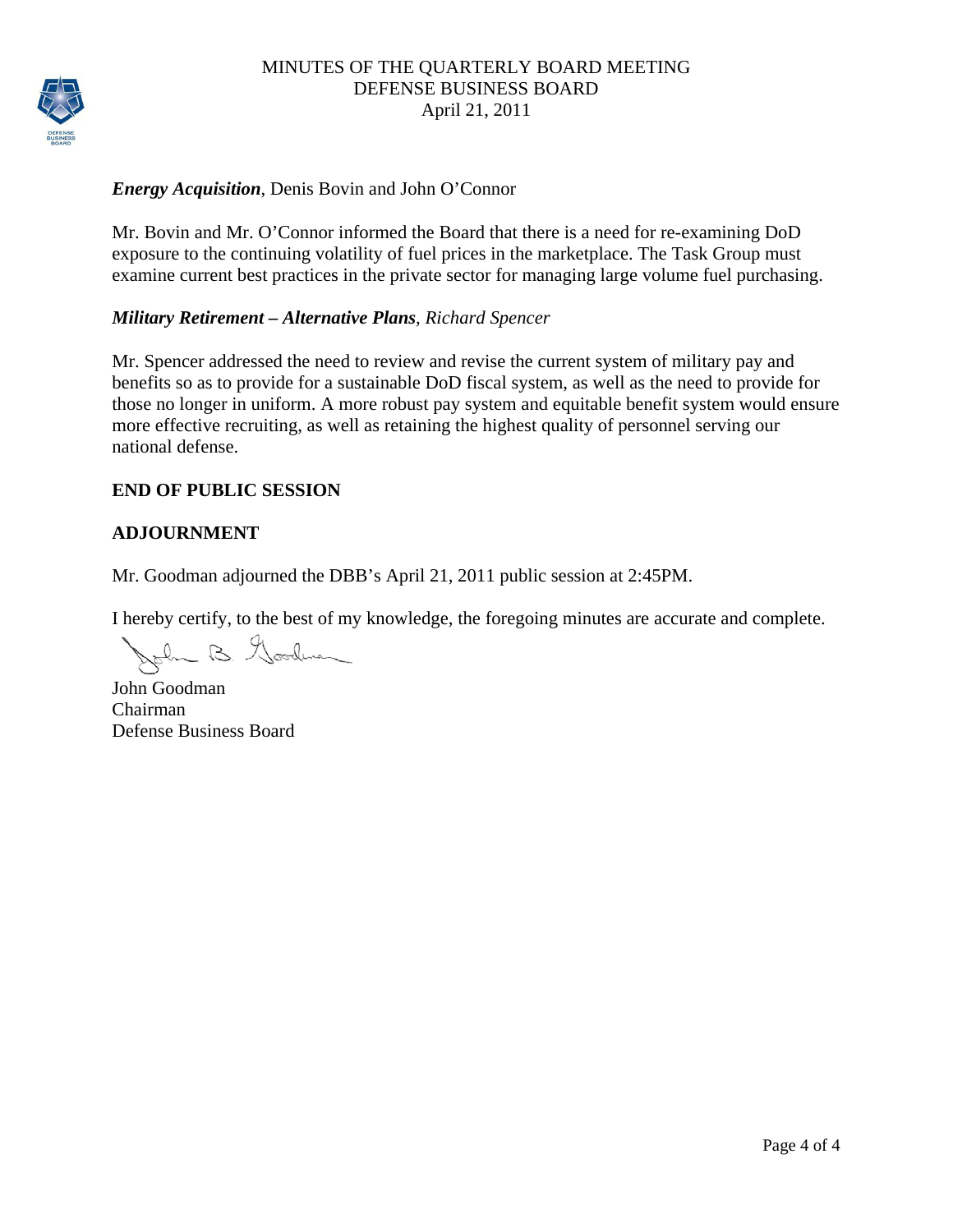***Energy Acquisition***, Denis Bovin and John O'Connor

Mr. Bovin and Mr. O'Connor informed the Board that there is a need for re-examining DoD exposure to the continuing volatility of fuel prices in the marketplace. The Task Group must examine current best practices in the private sector for managing large volume fuel purchasing.

***Military Retirement – Alternative Plans***, *Richard Spencer*

Mr. Spencer addressed the need to review and revise the current system of military pay and benefits so as to provide for a sustainable DoD fiscal system, as well as the need to provide for those no longer in uniform. A more robust pay system and equitable benefit system would ensure more effective recruiting, as well as retaining the highest quality of personnel serving our national defense.

**END OF PUBLIC SESSION**

**ADJOURNMENT**

Mr. Goodman adjourned the DBB's April 21, 2011 public session at 2:45PM.

I hereby certify, to the best of my knowledge, the foregoing minutes are accurate and complete.

John Goodman
Chairman
Defense Business Board